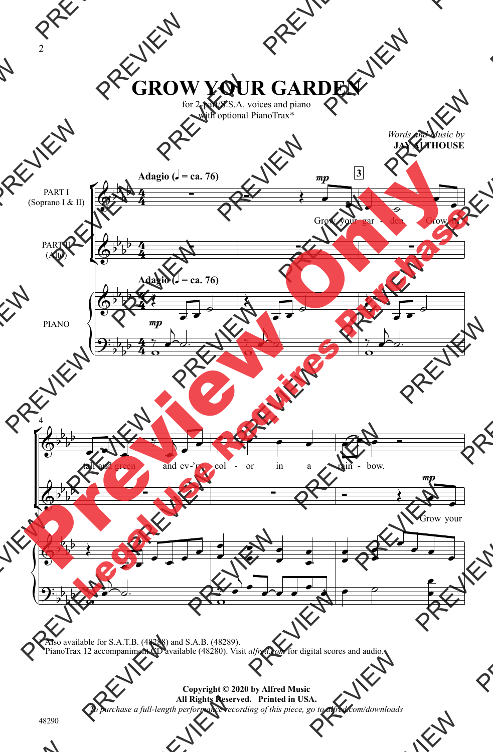# GROW YOUR GARDEN

for 2-part/S.S.A. voices and piano
with optional PianoTrax*

*Words and Music by*
**JAY ALTHOUSE**

**Adagio (♩ = ca. 76)**

PART I (Soprano I & II)

PART II (Alto)

PIANO

Grow your gar - den. Grow it tall and green and ev-'ry col - or in a rain - bow.

Grow your

\* Also available for S.A.T.B. (48288) and S.A.B. (48289).
PianoTrax 12 accompaniment CD available (48280). Visit *alfred.com* for digital scores and audio.

**Copyright © 2020 by Alfred Music**
**All Rights Reserved. Printed in USA.**
*To purchase a full-length performance recording of this piece, go to alfred.com/downloads*

48290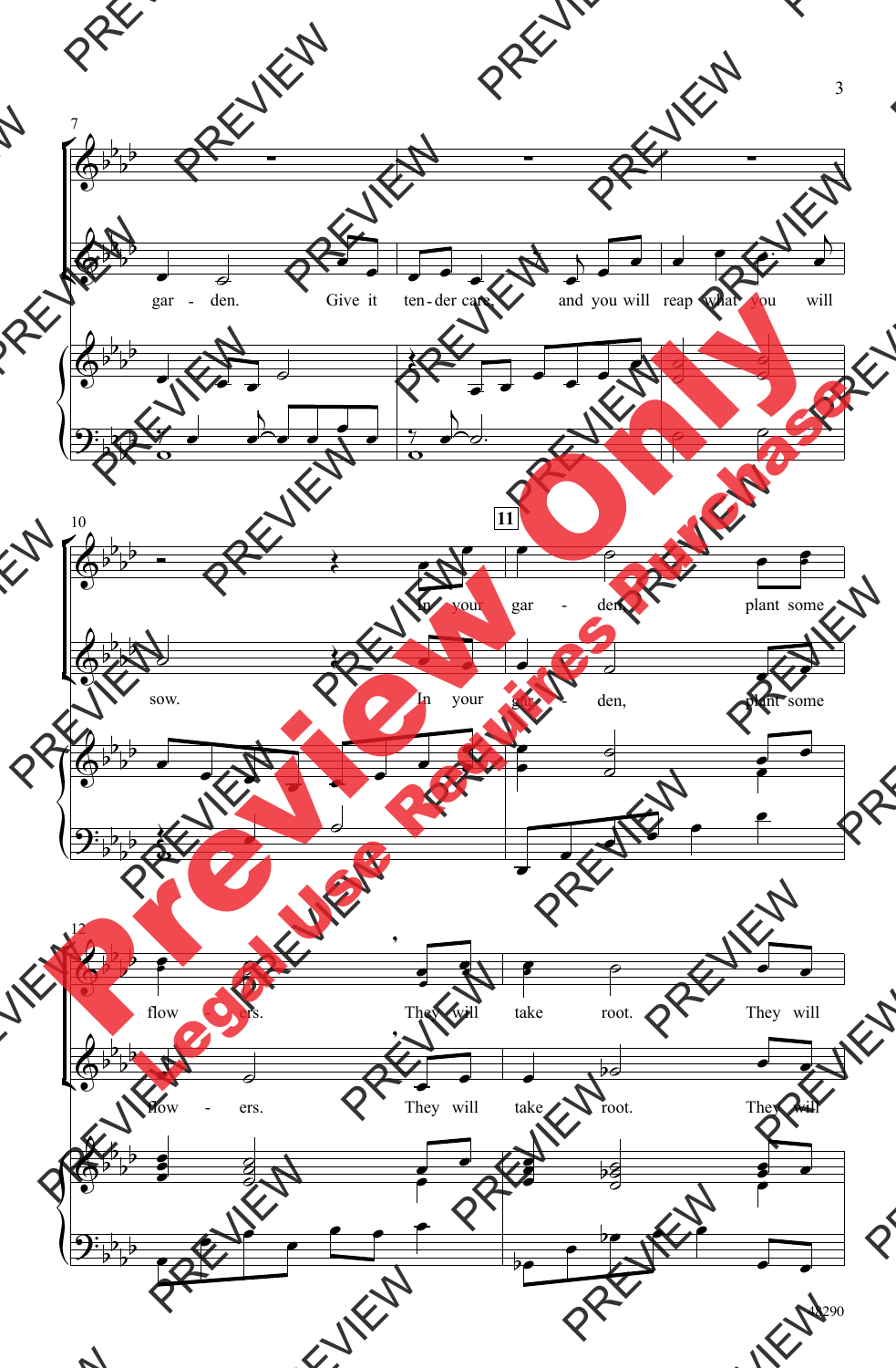7

gar - den. Give it ten - der care, and you will reap what you will

10

11

In your gar - den, plant some

sow. In your gar - den, plant some

12

flow - ers. They will take root. They will

flow - ers. They will take root. They will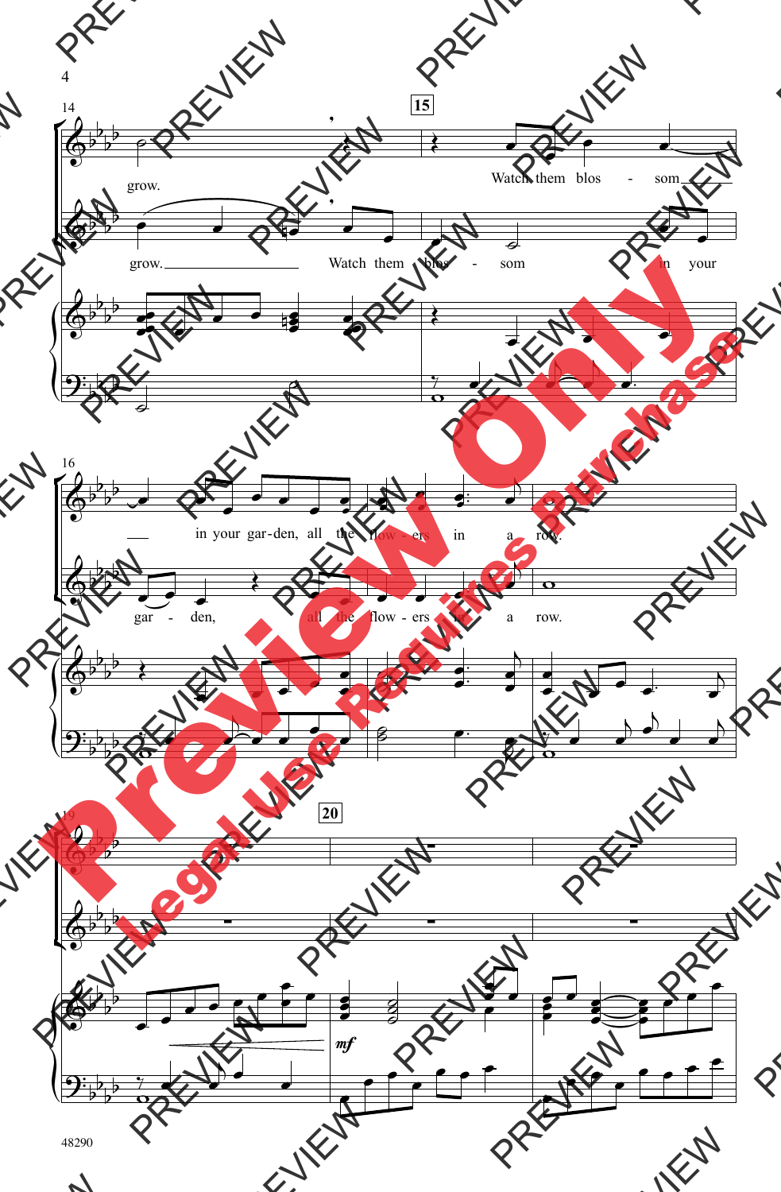14

15

grow.

Watch them blos - som

grow.

Watch them blos - som in your

16

in your gar-den, all the flow - ers in a row.

gar - den, all the flow - ers in a row.

19

20

*mf*

48290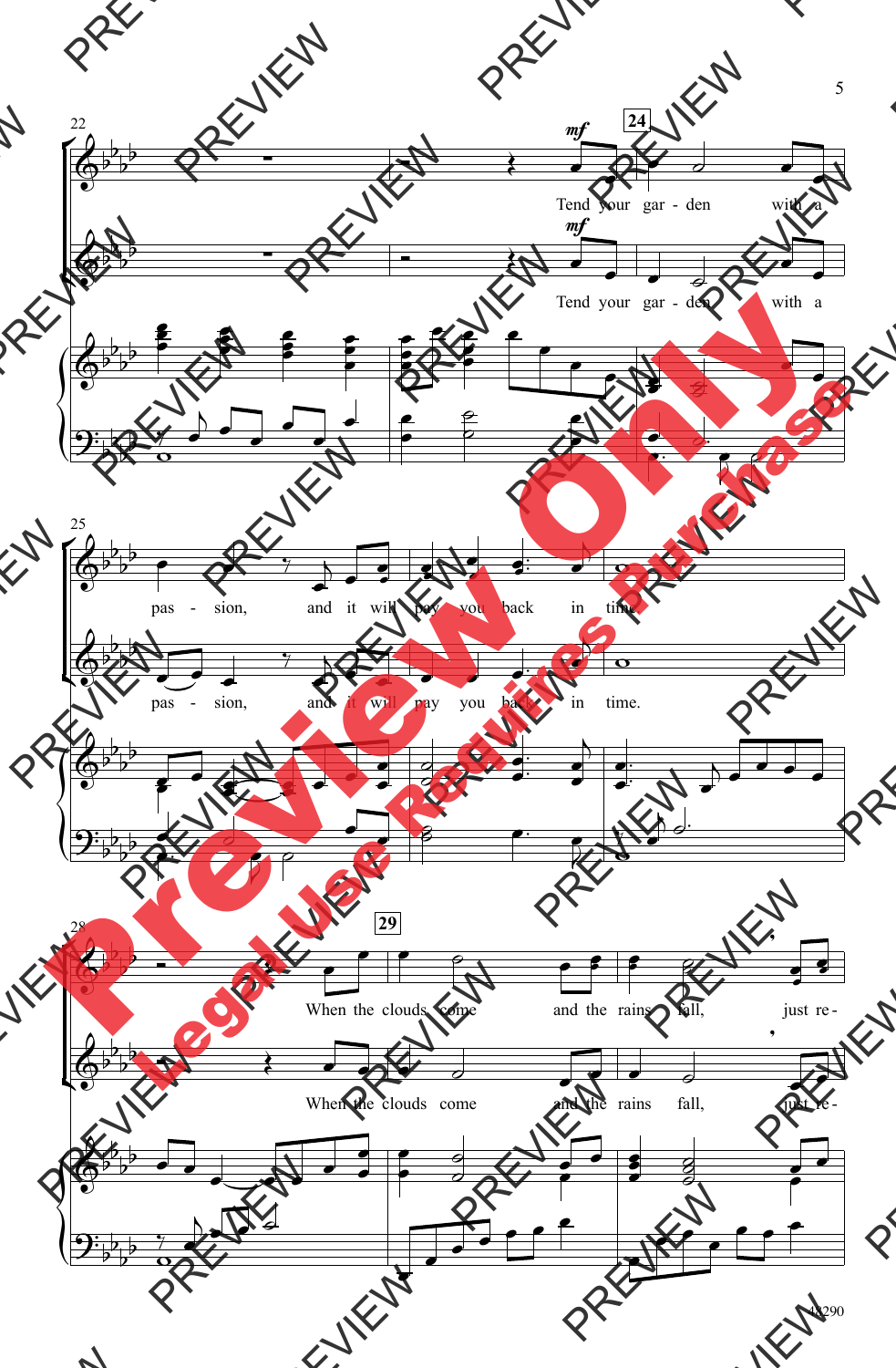22

*mf*

**24**

Tend your gar - den with a

*mf*

Tend your gar - den with a

25

pas - sion, and it will pay you back in time.

pas - sion, and it will pay you back in time.

28

**29**

When the clouds come and the rains fall, just re -

When the clouds come and the rains fall, just re -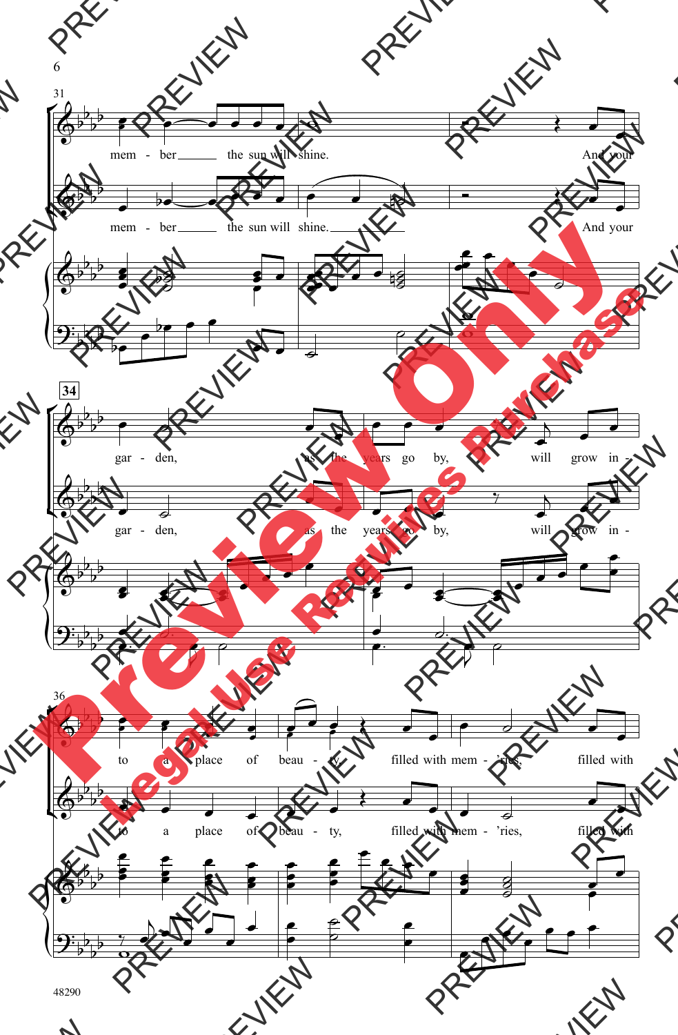31

mem - ber the sun will shine. And your

mem - ber the sun will shine. And your

34

gar - den, as the years go by, will grow in -

gar - den, as the years go by, will grow in -

36

to a place of beau - ty, filled with mem - 'ries, filled with

to a place of beau - ty, filled with mem - 'ries, filled with

48290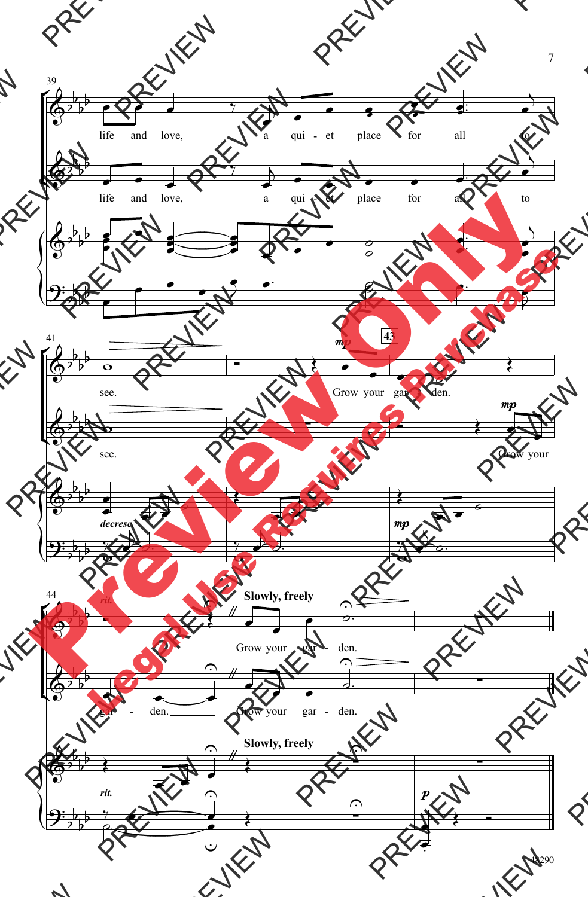39

life and love, a qui - et place for all to

life and love, a qui - et place for all to

41

see. Grow your gar - den.

see. Grow your

*mp*

**43**

*decresc.*

*mp*

44

*rit.*

**Slowly, freely**

Grow your gar - den.

gar - den. Grow your gar - den.

**Slowly, freely**

*rit.*

*p*